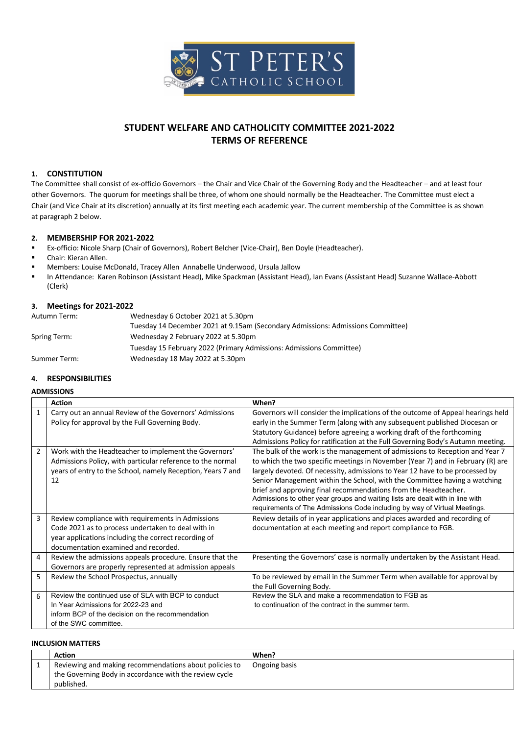# STUDENT WELFARE AND CATHOLICITY COMMITTEE 2021-2022
## TERMS OF REFERENCE

### 1. CONSTITUTION

The Committee shall consist of ex-officio Governors – the Chair and Vice Chair of the Governing Body and the Headteacher – and at least four other Governors. The quorum for meetings shall be three, of whom one should normally be the Headteacher. The Committee must elect a Chair (and Vice Chair at its discretion) annually at its first meeting each academic year. The current membership of the Committee is as shown at paragraph 2 below.

### 2. MEMBERSHIP FOR 2021-2022

- Ex-officio: Nicole Sharp (Chair of Governors), Robert Belcher (Vice-Chair), Ben Doyle (Headteacher).
- Chair: Kieran Allen.
- Members: Louise McDonald, Tracey Allen Annabelle Underwood, Ursula Jallow
- In Attendance: Karen Robinson (Assistant Head), Mike Spackman (Assistant Head), Ian Evans (Assistant Head) Suzanne Wallace-Abbott (Clerk)

### 3. Meetings for 2021-2022

| | |
|---|---|
| Autumn Term: | Wednesday 6 October 2021 at 5.30pm |
| | Tuesday 14 December 2021 at 9.15am (Secondary Admissions: Admissions Committee) |
| Spring Term: | Wednesday 2 February 2022 at 5.30pm |
| | Tuesday 15 February 2022 (Primary Admissions: Admissions Committee) |
| Summer Term: | Wednesday 18 May 2022 at 5.30pm |

### 4. RESPONSIBILITIES

**ADMISSIONS**

| | Action | When? |
|---|---|---|
| 1 | Carry out an annual Review of the Governors' Admissions Policy for approval by the Full Governing Body. | Governors will consider the implications of the outcome of Appeal hearings held early in the Summer Term (along with any subsequent published Diocesan or Statutory Guidance) before agreeing a working draft of the forthcoming Admissions Policy for ratification at the Full Governing Body's Autumn meeting. |
| 2 | Work with the Headteacher to implement the Governors' Admissions Policy, with particular reference to the normal years of entry to the School, namely Reception, Years 7 and 12 | The bulk of the work is the management of admissions to Reception and Year 7 to which the two specific meetings in November (Year 7) and in February (R) are largely devoted. Of necessity, admissions to Year 12 have to be processed by Senior Management within the School, with the Committee having a watching brief and approving final recommendations from the Headteacher. Admissions to other year groups and waiting lists are dealt with in line with requirements of The Admissions Code including by way of Virtual Meetings. |
| 3 | Review compliance with requirements in Admissions Code 2021 as to process undertaken to deal with in year applications including the correct recording of documentation examined and recorded. | Review details of in year applications and places awarded and recording of documentation at each meeting and report compliance to FGB. |
| 4 | Review the admissions appeals procedure. Ensure that the Governors are properly represented at admission appeals | Presenting the Governors' case is normally undertaken by the Assistant Head. |
| 5 | Review the School Prospectus, annually | To be reviewed by email in the Summer Term when available for approval by the Full Governing Body. |
| 6 | Review the continued use of SLA with BCP to conduct In Year Admissions for 2022-23 and inform BCP of the decision on the recommendation of the SWC committee. | Review the SLA and make a recommendation to FGB as to continuation of the contract in the summer term. |

**INCLUSION MATTERS**

| | Action | When? |
|---|---|---|
| 1 | Reviewing and making recommendations about policies to the Governing Body in accordance with the review cycle published. | Ongoing basis |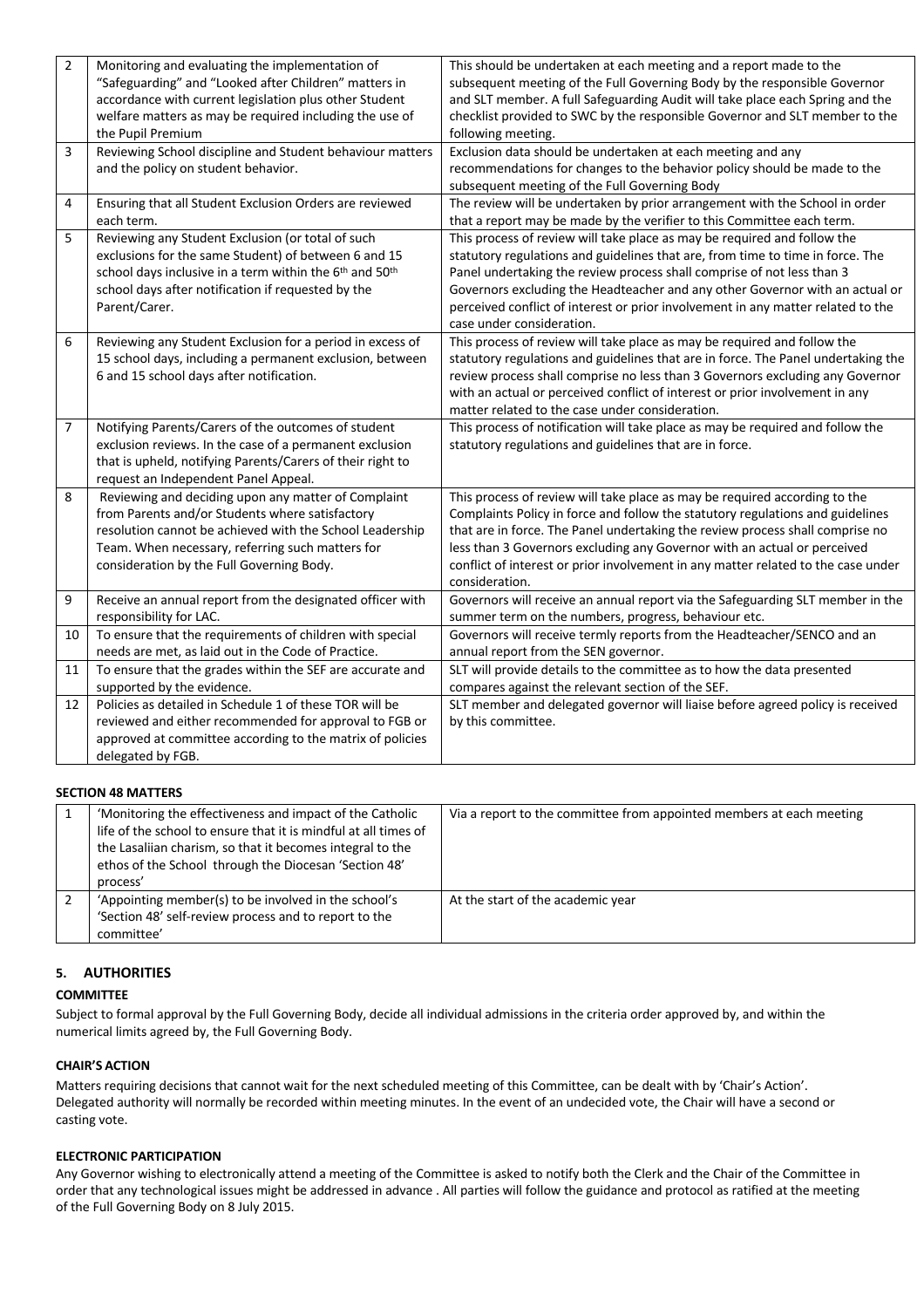| | | |
|---|---|---|
| 2 | Monitoring and evaluating the implementation of "Safeguarding" and "Looked after Children" matters in accordance with current legislation plus other Student welfare matters as may be required including the use of the Pupil Premium | This should be undertaken at each meeting and a report made to the subsequent meeting of the Full Governing Body by the responsible Governor and SLT member. A full Safeguarding Audit will take place each Spring and the checklist provided to SWC by the responsible Governor and SLT member to the following meeting. |
| 3 | Reviewing School discipline and Student behaviour matters and the policy on student behavior. | Exclusion data should be undertaken at each meeting and any recommendations for changes to the behavior policy should be made to the subsequent meeting of the Full Governing Body |
| 4 | Ensuring that all Student Exclusion Orders are reviewed each term. | The review will be undertaken by prior arrangement with the School in order that a report may be made by the verifier to this Committee each term. |
| 5 | Reviewing any Student Exclusion (or total of such exclusions for the same Student) of between 6 and 15 school days inclusive in a term within the 6th and 50th school days after notification if requested by the Parent/Carer. | This process of review will take place as may be required and follow the statutory regulations and guidelines that are, from time to time in force. The Panel undertaking the review process shall comprise of not less than 3 Governors excluding the Headteacher and any other Governor with an actual or perceived conflict of interest or prior involvement in any matter related to the case under consideration. |
| 6 | Reviewing any Student Exclusion for a period in excess of 15 school days, including a permanent exclusion, between 6 and 15 school days after notification. | This process of review will take place as may be required and follow the statutory regulations and guidelines that are in force. The Panel undertaking the review process shall comprise no less than 3 Governors excluding any Governor with an actual or perceived conflict of interest or prior involvement in any matter related to the case under consideration. |
| 7 | Notifying Parents/Carers of the outcomes of student exclusion reviews. In the case of a permanent exclusion that is upheld, notifying Parents/Carers of their right to request an Independent Panel Appeal. | This process of notification will take place as may be required and follow the statutory regulations and guidelines that are in force. |
| 8 | Reviewing and deciding upon any matter of Complaint from Parents and/or Students where satisfactory resolution cannot be achieved with the School Leadership Team. When necessary, referring such matters for consideration by the Full Governing Body. | This process of review will take place as may be required according to the Complaints Policy in force and follow the statutory regulations and guidelines that are in force. The Panel undertaking the review process shall comprise no less than 3 Governors excluding any Governor with an actual or perceived conflict of interest or prior involvement in any matter related to the case under consideration. |
| 9 | Receive an annual report from the designated officer with responsibility for LAC. | Governors will receive an annual report via the Safeguarding SLT member in the summer term on the numbers, progress, behaviour etc. |
| 10 | To ensure that the requirements of children with special needs are met, as laid out in the Code of Practice. | Governors will receive termly reports from the Headteacher/SENCO and an annual report from the SEN governor. |
| 11 | To ensure that the grades within the SEF are accurate and supported by the evidence. | SLT will provide details to the committee as to how the data presented compares against the relevant section of the SEF. |
| 12 | Policies as detailed in Schedule 1 of these TOR will be reviewed and either recommended for approval to FGB or approved at committee according to the matrix of policies delegated by FGB. | SLT member and delegated governor will liaise before agreed policy is received by this committee. |

**SECTION 48 MATTERS**

| | | |
|---|---|---|
| 1 | 'Monitoring the effectiveness and impact of the Catholic life of the school to ensure that it is mindful at all times of the Lasaliian charism, so that it becomes integral to the ethos of the School through the Diocesan 'Section 48' process' | Via a report to the committee from appointed members at each meeting |
| 2 | 'Appointing member(s) to be involved in the school's 'Section 48' self-review process and to report to the committee' | At the start of the academic year |

## 5. AUTHORITIES

**COMMITTEE**

Subject to formal approval by the Full Governing Body, decide all individual admissions in the criteria order approved by, and within the numerical limits agreed by, the Full Governing Body.

**CHAIR'S ACTION**

Matters requiring decisions that cannot wait for the next scheduled meeting of this Committee, can be dealt with by 'Chair's Action'. Delegated authority will normally be recorded within meeting minutes. In the event of an undecided vote, the Chair will have a second or casting vote.

**ELECTRONIC PARTICIPATION**

Any Governor wishing to electronically attend a meeting of the Committee is asked to notify both the Clerk and the Chair of the Committee in order that any technological issues might be addressed in advance . All parties will follow the guidance and protocol as ratified at the meeting of the Full Governing Body on 8 July 2015.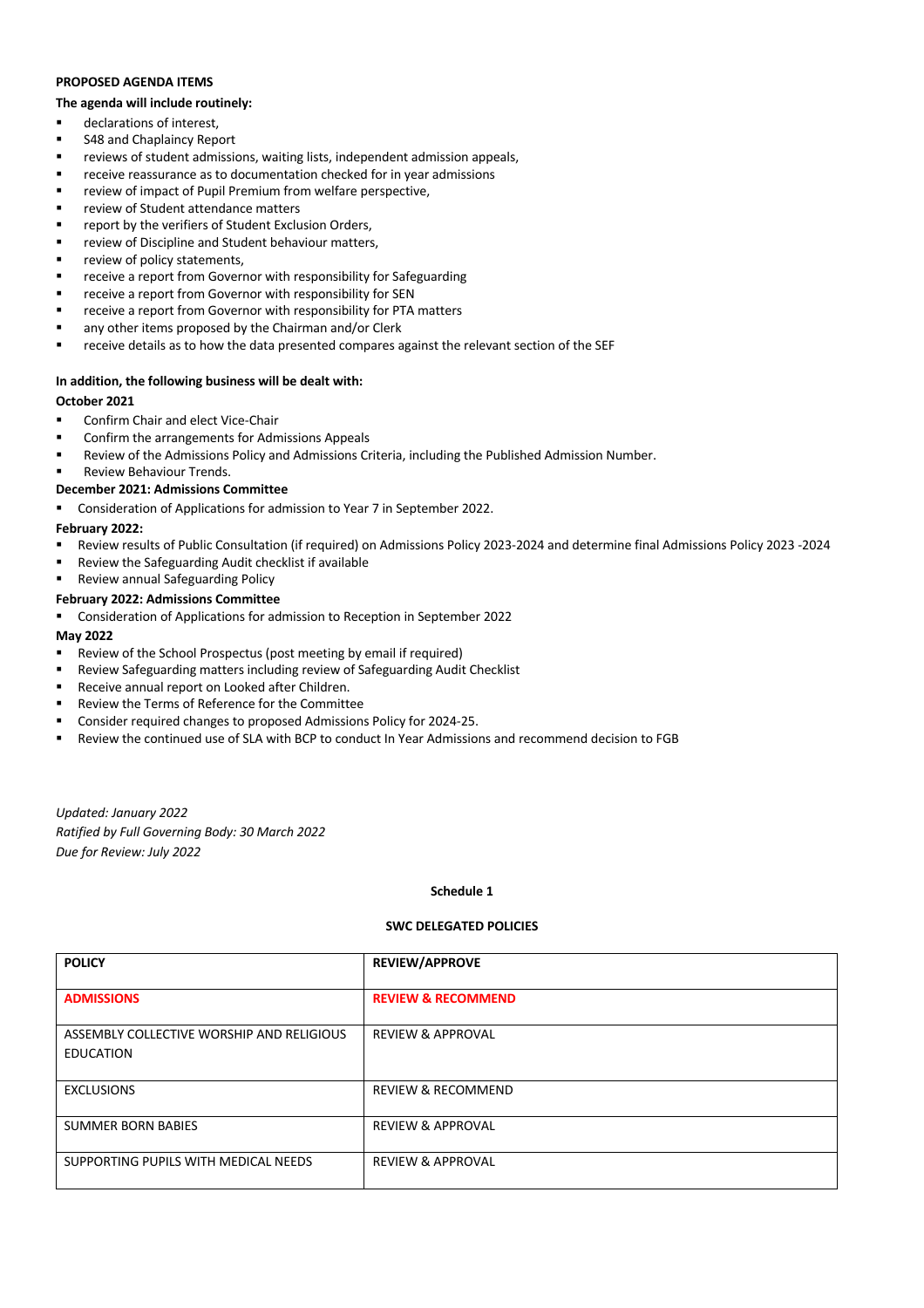**PROPOSED AGENDA ITEMS**

**The agenda will include routinely:**

- declarations of interest,
- S48 and Chaplaincy Report
- reviews of student admissions, waiting lists, independent admission appeals,
- receive reassurance as to documentation checked for in year admissions
- review of impact of Pupil Premium from welfare perspective,
- review of Student attendance matters
- report by the verifiers of Student Exclusion Orders,
- review of Discipline and Student behaviour matters,
- review of policy statements,
- receive a report from Governor with responsibility for Safeguarding
- receive a report from Governor with responsibility for SEN
- receive a report from Governor with responsibility for PTA matters
- any other items proposed by the Chairman and/or Clerk
- receive details as to how the data presented compares against the relevant section of the SEF

**In addition, the following business will be dealt with:**

**October 2021**

- Confirm Chair and elect Vice-Chair
- Confirm the arrangements for Admissions Appeals
- Review of the Admissions Policy and Admissions Criteria, including the Published Admission Number.
- Review Behaviour Trends.

**December 2021: Admissions Committee**

- Consideration of Applications for admission to Year 7 in September 2022.

**February 2022:**

- Review results of Public Consultation (if required) on Admissions Policy 2023-2024 and determine final Admissions Policy 2023 -2024
- Review the Safeguarding Audit checklist if available
- Review annual Safeguarding Policy

**February 2022: Admissions Committee**

- Consideration of Applications for admission to Reception in September 2022

**May 2022**

- Review of the School Prospectus (post meeting by email if required)
- Review Safeguarding matters including review of Safeguarding Audit Checklist
- Receive annual report on Looked after Children.
- Review the Terms of Reference for the Committee
- Consider required changes to proposed Admissions Policy for 2024-25.
- Review the continued use of SLA with BCP to conduct In Year Admissions and recommend decision to FGB

*Updated: January 2022*
*Ratified by Full Governing Body: 30 March 2022*
*Due for Review: July 2022*

**Schedule 1**

**SWC DELEGATED POLICIES**

| POLICY | REVIEW/APPROVE |
|---|---|
| ADMISSIONS | REVIEW & RECOMMEND |
| ASSEMBLY COLLECTIVE WORSHIP AND RELIGIOUS EDUCATION | REVIEW & APPROVAL |
| EXCLUSIONS | REVIEW & RECOMMEND |
| SUMMER BORN BABIES | REVIEW & APPROVAL |
| SUPPORTING PUPILS WITH MEDICAL NEEDS | REVIEW & APPROVAL |